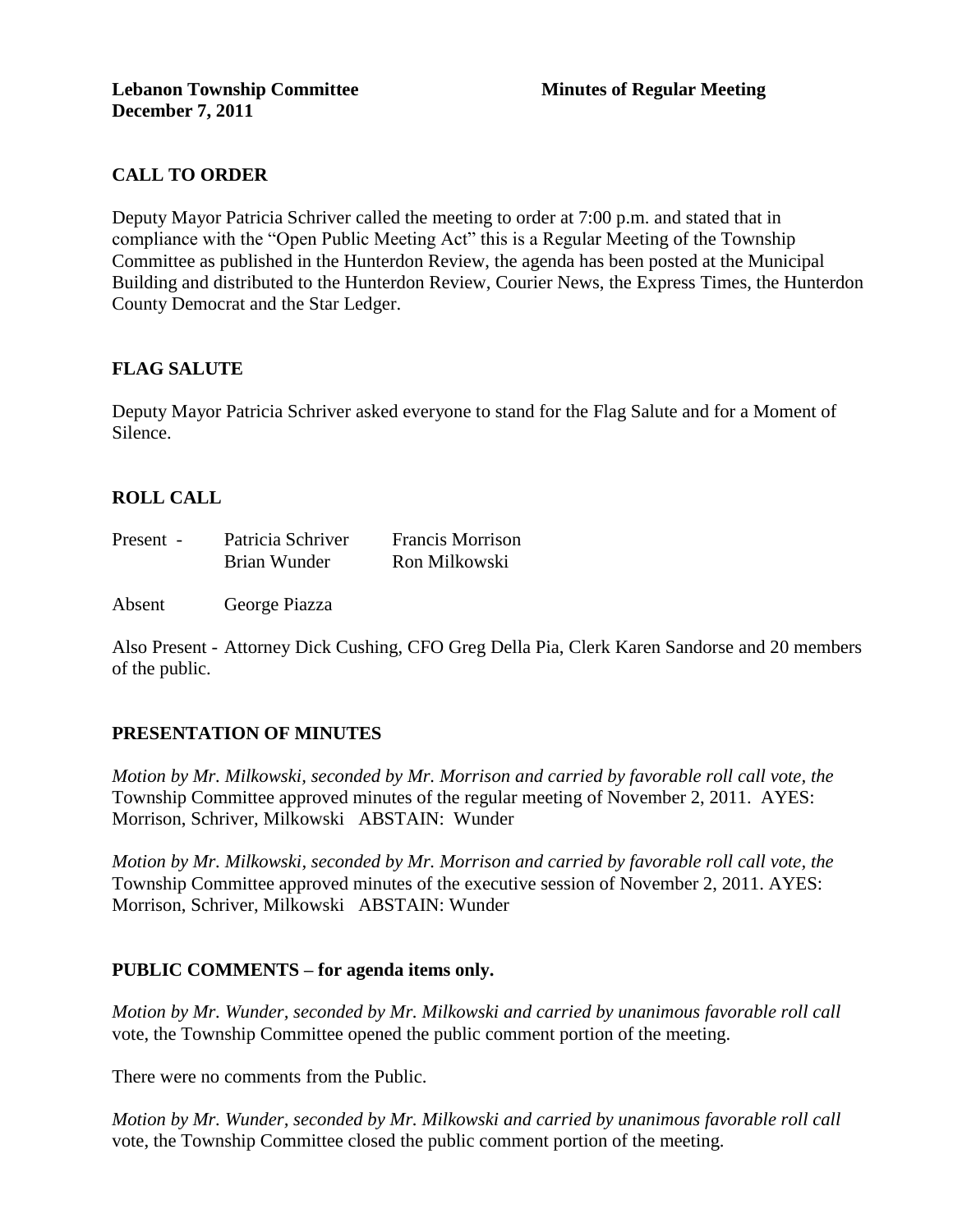**Lebanon Township Committee** **Minutes of Regular Meeting**
**December 7, 2011**

## CALL TO ORDER

Deputy Mayor Patricia Schriver called the meeting to order at 7:00 p.m. and stated that in compliance with the "Open Public Meeting Act" this is a Regular Meeting of the Township Committee as published in the Hunterdon Review, the agenda has been posted at the Municipal Building and distributed to the Hunterdon Review, Courier News, the Express Times, the Hunterdon County Democrat and the Star Ledger.

## FLAG SALUTE

Deputy Mayor Patricia Schriver asked everyone to stand for the Flag Salute and for a Moment of Silence.

## ROLL CALL

| | | |
|---|---|---|
| Present - | Patricia Schriver | Francis Morrison |
| | Brian Wunder | Ron Milkowski |
| Absent | George Piazza | |

Also Present - Attorney Dick Cushing, CFO Greg Della Pia, Clerk Karen Sandorse and 20 members of the public.

## PRESENTATION OF MINUTES

*Motion by Mr. Milkowski, seconded by Mr. Morrison and carried by favorable roll call vote, the* Township Committee approved minutes of the regular meeting of November 2, 2011. AYES: Morrison, Schriver, Milkowski ABSTAIN: Wunder

*Motion by Mr. Milkowski, seconded by Mr. Morrison and carried by favorable roll call vote, the* Township Committee approved minutes of the executive session of November 2, 2011. AYES: Morrison, Schriver, Milkowski ABSTAIN: Wunder

## PUBLIC COMMENTS – for agenda items only.

*Motion by Mr. Wunder, seconded by Mr. Milkowski and carried by unanimous favorable roll call* vote, the Township Committee opened the public comment portion of the meeting.

There were no comments from the Public.

*Motion by Mr. Wunder, seconded by Mr. Milkowski and carried by unanimous favorable roll call* vote, the Township Committee closed the public comment portion of the meeting.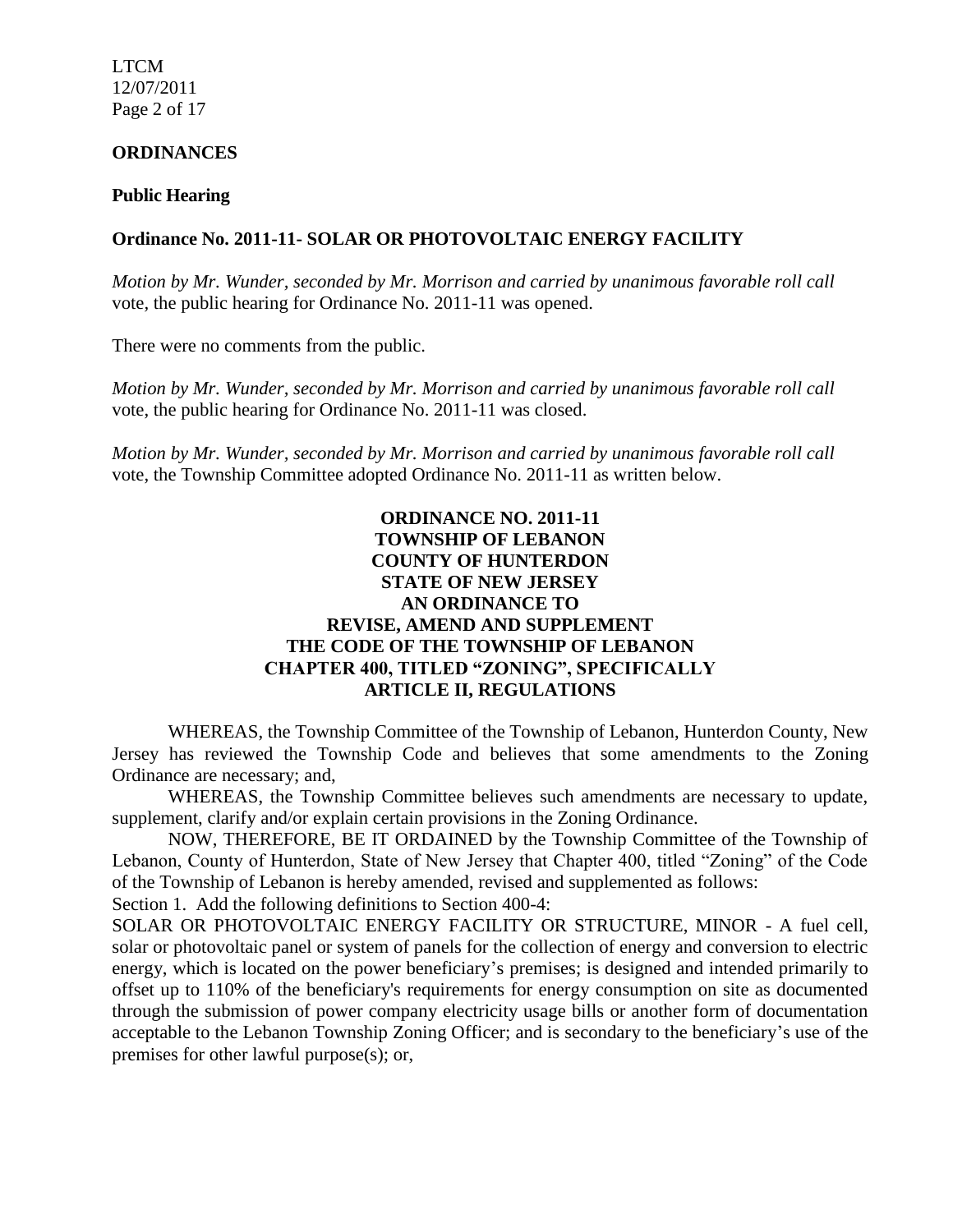## ORDINANCES

### Public Hearing

### Ordinance No. 2011-11- SOLAR OR PHOTOVOLTAIC ENERGY FACILITY

*Motion by Mr. Wunder, seconded by Mr. Morrison and carried by unanimous favorable roll call* vote, the public hearing for Ordinance No. 2011-11 was opened.

There were no comments from the public.

*Motion by Mr. Wunder, seconded by Mr. Morrison and carried by unanimous favorable roll call* vote, the public hearing for Ordinance No. 2011-11 was closed.

*Motion by Mr. Wunder, seconded by Mr. Morrison and carried by unanimous favorable roll call* vote, the Township Committee adopted Ordinance No. 2011-11 as written below.

**ORDINANCE NO. 2011-11**
**TOWNSHIP OF LEBANON**
**COUNTY OF HUNTERDON**
**STATE OF NEW JERSEY**
**AN ORDINANCE TO**
**REVISE, AMEND AND SUPPLEMENT**
**THE CODE OF THE TOWNSHIP OF LEBANON**
**CHAPTER 400, TITLED "ZONING", SPECIFICALLY**
**ARTICLE II, REGULATIONS**

WHEREAS, the Township Committee of the Township of Lebanon, Hunterdon County, New Jersey has reviewed the Township Code and believes that some amendments to the Zoning Ordinance are necessary; and,

WHEREAS, the Township Committee believes such amendments are necessary to update, supplement, clarify and/or explain certain provisions in the Zoning Ordinance.

NOW, THEREFORE, BE IT ORDAINED by the Township Committee of the Township of Lebanon, County of Hunterdon, State of New Jersey that Chapter 400, titled "Zoning" of the Code of the Township of Lebanon is hereby amended, revised and supplemented as follows:

Section 1. Add the following definitions to Section 400-4:

SOLAR OR PHOTOVOLTAIC ENERGY FACILITY OR STRUCTURE, MINOR - A fuel cell, solar or photovoltaic panel or system of panels for the collection of energy and conversion to electric energy, which is located on the power beneficiary's premises; is designed and intended primarily to offset up to 110% of the beneficiary's requirements for energy consumption on site as documented through the submission of power company electricity usage bills or another form of documentation acceptable to the Lebanon Township Zoning Officer; and is secondary to the beneficiary's use of the premises for other lawful purpose(s); or,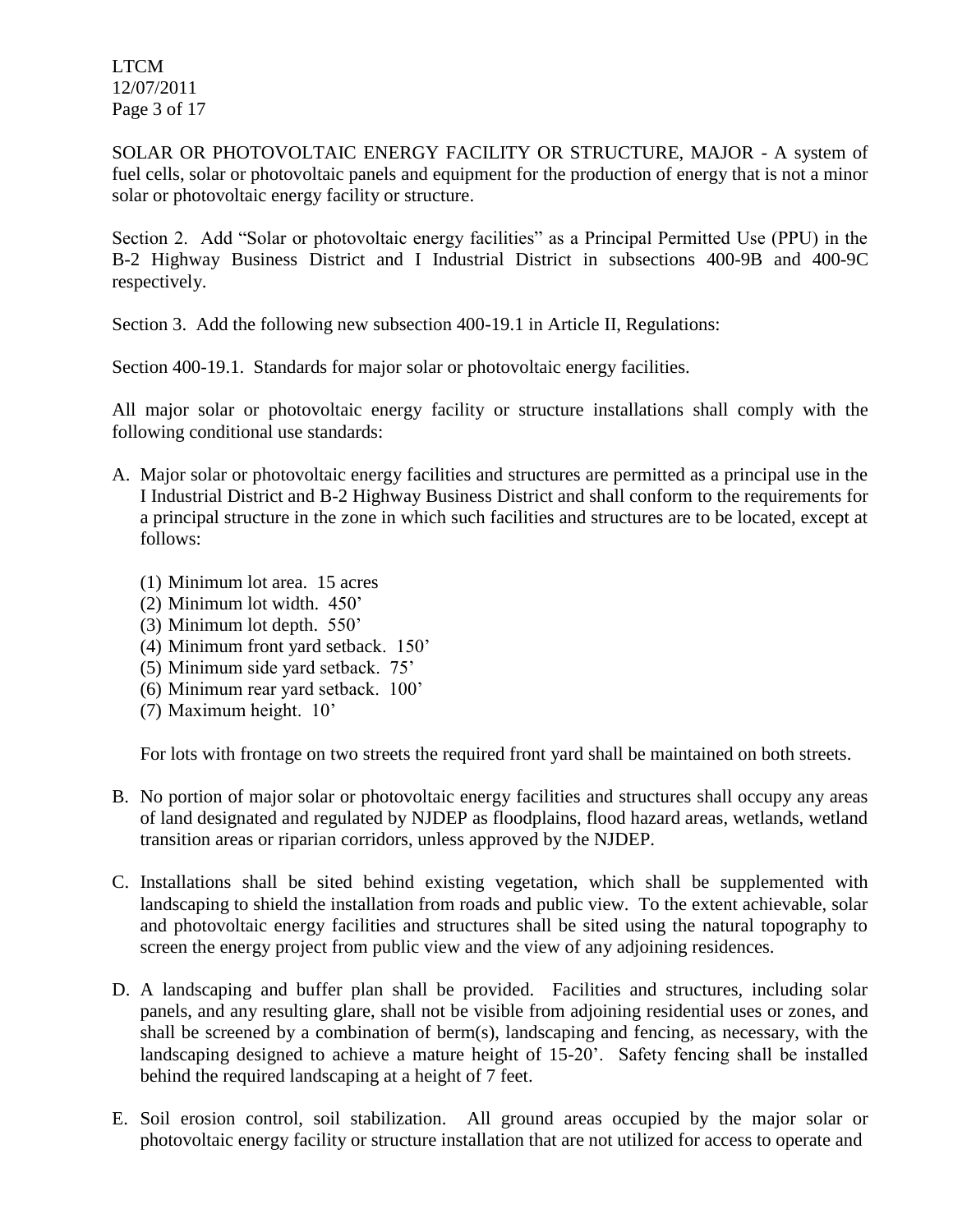SOLAR OR PHOTOVOLTAIC ENERGY FACILITY OR STRUCTURE, MAJOR - A system of fuel cells, solar or photovoltaic panels and equipment for the production of energy that is not a minor solar or photovoltaic energy facility or structure.

Section 2. Add "Solar or photovoltaic energy facilities" as a Principal Permitted Use (PPU) in the B-2 Highway Business District and I Industrial District in subsections 400-9B and 400-9C respectively.

Section 3. Add the following new subsection 400-19.1 in Article II, Regulations:

Section 400-19.1. Standards for major solar or photovoltaic energy facilities.

All major solar or photovoltaic energy facility or structure installations shall comply with the following conditional use standards:

A. Major solar or photovoltaic energy facilities and structures are permitted as a principal use in the I Industrial District and B-2 Highway Business District and shall conform to the requirements for a principal structure in the zone in which such facilities and structures are to be located, except at follows:

   (1) Minimum lot area. 15 acres
   (2) Minimum lot width. 450'
   (3) Minimum lot depth. 550'
   (4) Minimum front yard setback. 150'
   (5) Minimum side yard setback. 75'
   (6) Minimum rear yard setback. 100'
   (7) Maximum height. 10'

   For lots with frontage on two streets the required front yard shall be maintained on both streets.

B. No portion of major solar or photovoltaic energy facilities and structures shall occupy any areas of land designated and regulated by NJDEP as floodplains, flood hazard areas, wetlands, wetland transition areas or riparian corridors, unless approved by the NJDEP.

C. Installations shall be sited behind existing vegetation, which shall be supplemented with landscaping to shield the installation from roads and public view. To the extent achievable, solar and photovoltaic energy facilities and structures shall be sited using the natural topography to screen the energy project from public view and the view of any adjoining residences.

D. A landscaping and buffer plan shall be provided. Facilities and structures, including solar panels, and any resulting glare, shall not be visible from adjoining residential uses or zones, and shall be screened by a combination of berm(s), landscaping and fencing, as necessary, with the landscaping designed to achieve a mature height of 15-20'. Safety fencing shall be installed behind the required landscaping at a height of 7 feet.

E. Soil erosion control, soil stabilization. All ground areas occupied by the major solar or photovoltaic energy facility or structure installation that are not utilized for access to operate and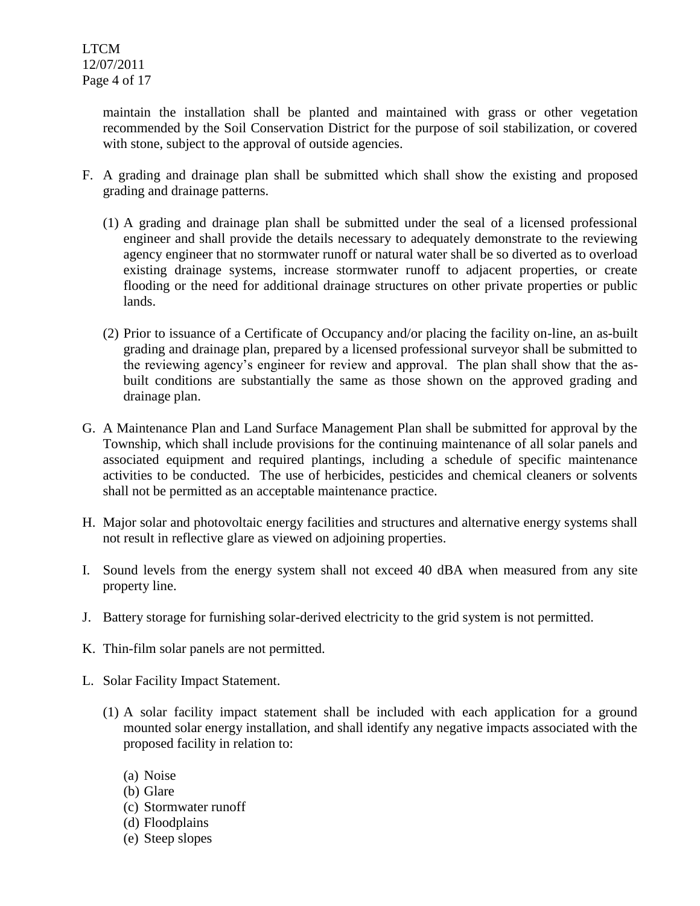maintain the installation shall be planted and maintained with grass or other vegetation recommended by the Soil Conservation District for the purpose of soil stabilization, or covered with stone, subject to the approval of outside agencies.

F. A grading and drainage plan shall be submitted which shall show the existing and proposed grading and drainage patterns.

   (1) A grading and drainage plan shall be submitted under the seal of a licensed professional engineer and shall provide the details necessary to adequately demonstrate to the reviewing agency engineer that no stormwater runoff or natural water shall be so diverted as to overload existing drainage systems, increase stormwater runoff to adjacent properties, or create flooding or the need for additional drainage structures on other private properties or public lands.

   (2) Prior to issuance of a Certificate of Occupancy and/or placing the facility on-line, an as-built grading and drainage plan, prepared by a licensed professional surveyor shall be submitted to the reviewing agency's engineer for review and approval. The plan shall show that the as-built conditions are substantially the same as those shown on the approved grading and drainage plan.

G. A Maintenance Plan and Land Surface Management Plan shall be submitted for approval by the Township, which shall include provisions for the continuing maintenance of all solar panels and associated equipment and required plantings, including a schedule of specific maintenance activities to be conducted. The use of herbicides, pesticides and chemical cleaners or solvents shall not be permitted as an acceptable maintenance practice.

H. Major solar and photovoltaic energy facilities and structures and alternative energy systems shall not result in reflective glare as viewed on adjoining properties.

I. Sound levels from the energy system shall not exceed 40 dBA when measured from any site property line.

J. Battery storage for furnishing solar-derived electricity to the grid system is not permitted.

K. Thin-film solar panels are not permitted.

L. Solar Facility Impact Statement.

   (1) A solar facility impact statement shall be included with each application for a ground mounted solar energy installation, and shall identify any negative impacts associated with the proposed facility in relation to:

      (a) Noise
      (b) Glare
      (c) Stormwater runoff
      (d) Floodplains
      (e) Steep slopes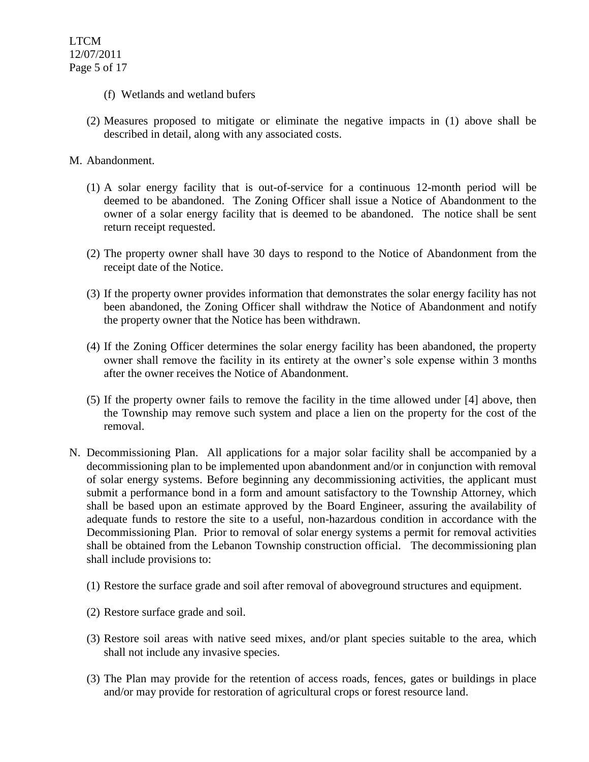(f) Wetlands and wetland bufers

(2) Measures proposed to mitigate or eliminate the negative impacts in (1) above shall be described in detail, along with any associated costs.

M. Abandonment.

(1) A solar energy facility that is out-of-service for a continuous 12-month period will be deemed to be abandoned. The Zoning Officer shall issue a Notice of Abandonment to the owner of a solar energy facility that is deemed to be abandoned. The notice shall be sent return receipt requested.

(2) The property owner shall have 30 days to respond to the Notice of Abandonment from the receipt date of the Notice.

(3) If the property owner provides information that demonstrates the solar energy facility has not been abandoned, the Zoning Officer shall withdraw the Notice of Abandonment and notify the property owner that the Notice has been withdrawn.

(4) If the Zoning Officer determines the solar energy facility has been abandoned, the property owner shall remove the facility in its entirety at the owner's sole expense within 3 months after the owner receives the Notice of Abandonment.

(5) If the property owner fails to remove the facility in the time allowed under [4] above, then the Township may remove such system and place a lien on the property for the cost of the removal.

N. Decommissioning Plan. All applications for a major solar facility shall be accompanied by a decommissioning plan to be implemented upon abandonment and/or in conjunction with removal of solar energy systems. Before beginning any decommissioning activities, the applicant must submit a performance bond in a form and amount satisfactory to the Township Attorney, which shall be based upon an estimate approved by the Board Engineer, assuring the availability of adequate funds to restore the site to a useful, non-hazardous condition in accordance with the Decommissioning Plan. Prior to removal of solar energy systems a permit for removal activities shall be obtained from the Lebanon Township construction official. The decommissioning plan shall include provisions to:

(1) Restore the surface grade and soil after removal of aboveground structures and equipment.

(2) Restore surface grade and soil.

(3) Restore soil areas with native seed mixes, and/or plant species suitable to the area, which shall not include any invasive species.

(3) The Plan may provide for the retention of access roads, fences, gates or buildings in place and/or may provide for restoration of agricultural crops or forest resource land.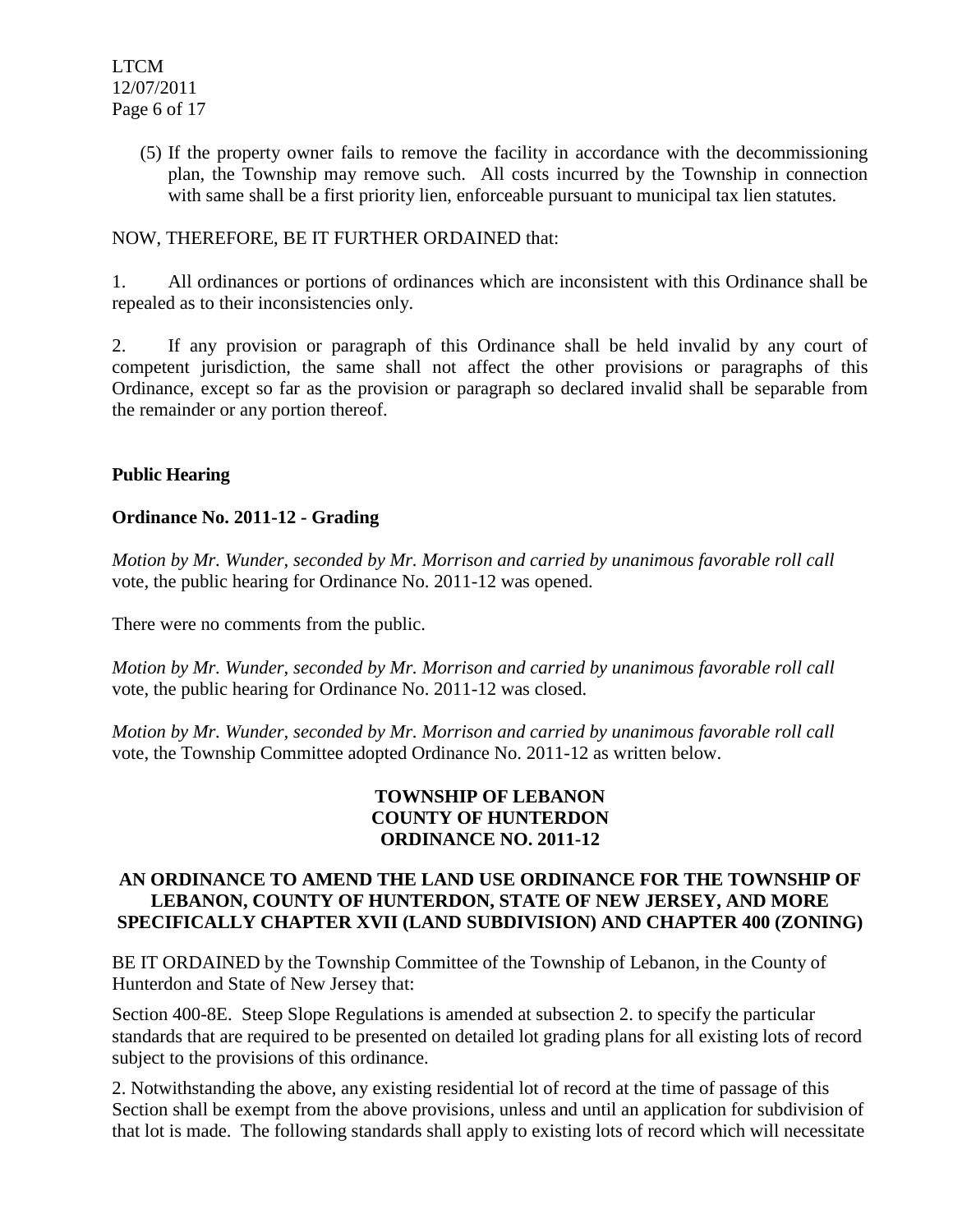(5) If the property owner fails to remove the facility in accordance with the decommissioning plan, the Township may remove such. All costs incurred by the Township in connection with same shall be a first priority lien, enforceable pursuant to municipal tax lien statutes.

NOW, THEREFORE, BE IT FURTHER ORDAINED that:

1. All ordinances or portions of ordinances which are inconsistent with this Ordinance shall be repealed as to their inconsistencies only.

2. If any provision or paragraph of this Ordinance shall be held invalid by any court of competent jurisdiction, the same shall not affect the other provisions or paragraphs of this Ordinance, except so far as the provision or paragraph so declared invalid shall be separable from the remainder or any portion thereof.

**Public Hearing**

**Ordinance No. 2011-12 - Grading**

*Motion by Mr. Wunder, seconded by Mr. Morrison and carried by unanimous favorable roll call* vote, the public hearing for Ordinance No. 2011-12 was opened.

There were no comments from the public.

*Motion by Mr. Wunder, seconded by Mr. Morrison and carried by unanimous favorable roll call* vote, the public hearing for Ordinance No. 2011-12 was closed.

*Motion by Mr. Wunder, seconded by Mr. Morrison and carried by unanimous favorable roll call* vote, the Township Committee adopted Ordinance No. 2011-12 as written below.

**TOWNSHIP OF LEBANON**
**COUNTY OF HUNTERDON**
**ORDINANCE NO. 2011-12**

**AN ORDINANCE TO AMEND THE LAND USE ORDINANCE FOR THE TOWNSHIP OF LEBANON, COUNTY OF HUNTERDON, STATE OF NEW JERSEY, AND MORE SPECIFICALLY CHAPTER XVII (LAND SUBDIVISION) AND CHAPTER 400 (ZONING)**

BE IT ORDAINED by the Township Committee of the Township of Lebanon, in the County of Hunterdon and State of New Jersey that:

Section 400-8E. Steep Slope Regulations is amended at subsection 2. to specify the particular standards that are required to be presented on detailed lot grading plans for all existing lots of record subject to the provisions of this ordinance.

2. Notwithstanding the above, any existing residential lot of record at the time of passage of this Section shall be exempt from the above provisions, unless and until an application for subdivision of that lot is made. The following standards shall apply to existing lots of record which will necessitate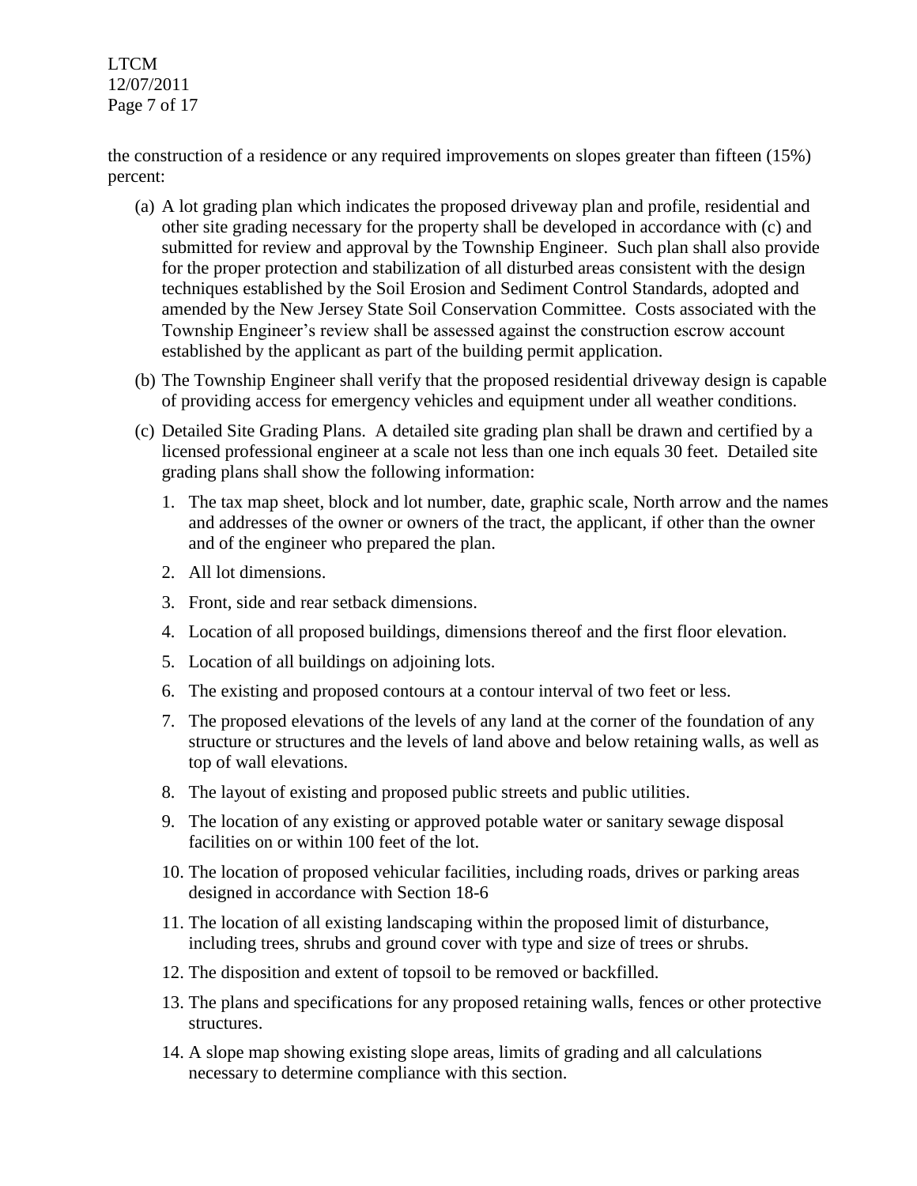the construction of a residence or any required improvements on slopes greater than fifteen (15%) percent:

(a) A lot grading plan which indicates the proposed driveway plan and profile, residential and other site grading necessary for the property shall be developed in accordance with (c) and submitted for review and approval by the Township Engineer. Such plan shall also provide for the proper protection and stabilization of all disturbed areas consistent with the design techniques established by the Soil Erosion and Sediment Control Standards, adopted and amended by the New Jersey State Soil Conservation Committee. Costs associated with the Township Engineer's review shall be assessed against the construction escrow account established by the applicant as part of the building permit application.

(b) The Township Engineer shall verify that the proposed residential driveway design is capable of providing access for emergency vehicles and equipment under all weather conditions.

(c) Detailed Site Grading Plans. A detailed site grading plan shall be drawn and certified by a licensed professional engineer at a scale not less than one inch equals 30 feet. Detailed site grading plans shall show the following information:

1. The tax map sheet, block and lot number, date, graphic scale, North arrow and the names and addresses of the owner or owners of the tract, the applicant, if other than the owner and of the engineer who prepared the plan.
2. All lot dimensions.
3. Front, side and rear setback dimensions.
4. Location of all proposed buildings, dimensions thereof and the first floor elevation.
5. Location of all buildings on adjoining lots.
6. The existing and proposed contours at a contour interval of two feet or less.
7. The proposed elevations of the levels of any land at the corner of the foundation of any structure or structures and the levels of land above and below retaining walls, as well as top of wall elevations.
8. The layout of existing and proposed public streets and public utilities.
9. The location of any existing or approved potable water or sanitary sewage disposal facilities on or within 100 feet of the lot.
10. The location of proposed vehicular facilities, including roads, drives or parking areas designed in accordance with Section 18-6
11. The location of all existing landscaping within the proposed limit of disturbance, including trees, shrubs and ground cover with type and size of trees or shrubs.
12. The disposition and extent of topsoil to be removed or backfilled.
13. The plans and specifications for any proposed retaining walls, fences or other protective structures.
14. A slope map showing existing slope areas, limits of grading and all calculations necessary to determine compliance with this section.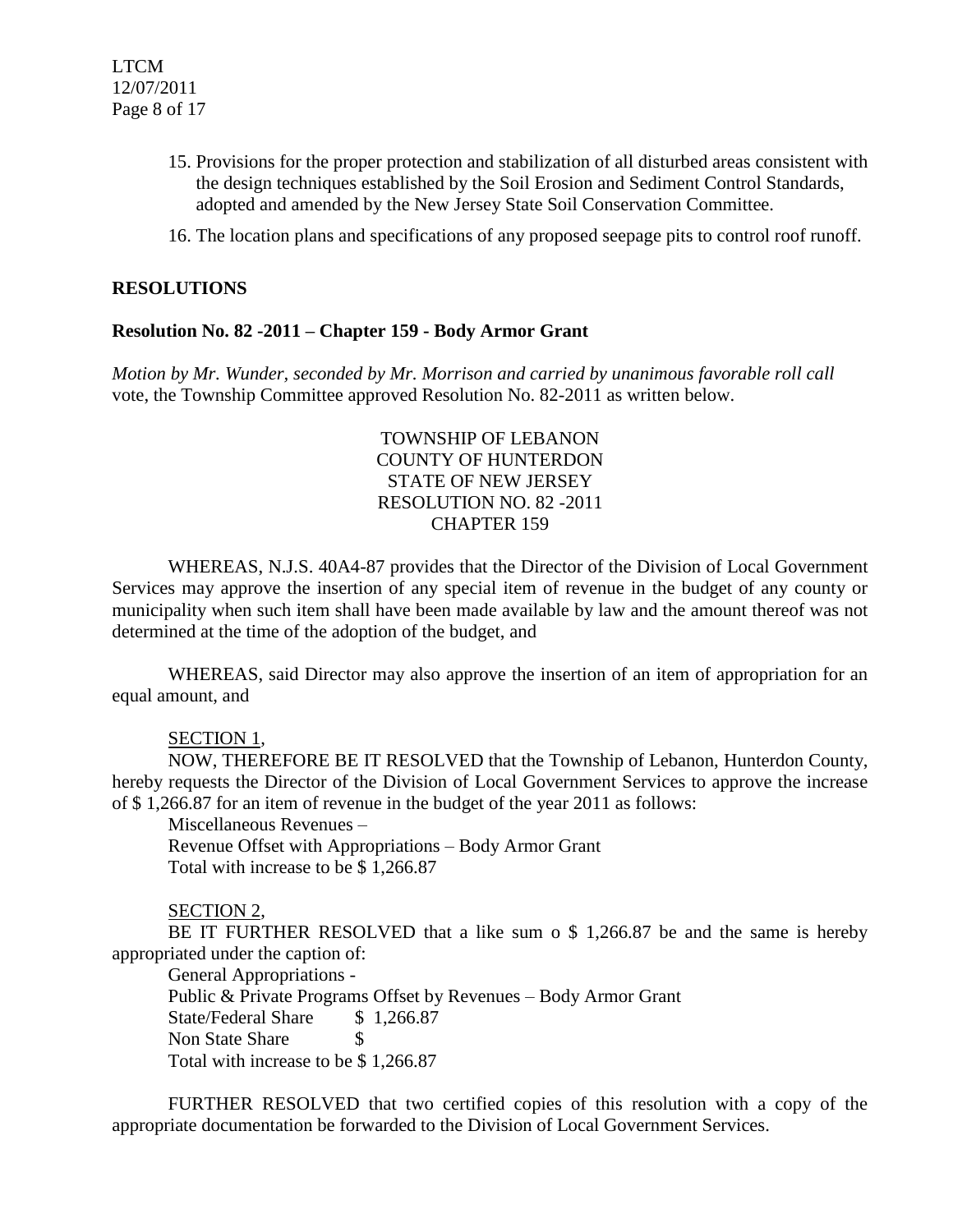15. Provisions for the proper protection and stabilization of all disturbed areas consistent with the design techniques established by the Soil Erosion and Sediment Control Standards, adopted and amended by the New Jersey State Soil Conservation Committee.
16. The location plans and specifications of any proposed seepage pits to control roof runoff.

## RESOLUTIONS

### Resolution No. 82 -2011 – Chapter 159 - Body Armor Grant

*Motion by Mr. Wunder, seconded by Mr. Morrison and carried by unanimous favorable roll call* vote, the Township Committee approved Resolution No. 82-2011 as written below.

TOWNSHIP OF LEBANON
COUNTY OF HUNTERDON
STATE OF NEW JERSEY
RESOLUTION NO. 82 -2011
CHAPTER 159

WHEREAS, N.J.S. 40A4-87 provides that the Director of the Division of Local Government Services may approve the insertion of any special item of revenue in the budget of any county or municipality when such item shall have been made available by law and the amount thereof was not determined at the time of the adoption of the budget, and

WHEREAS, said Director may also approve the insertion of an item of appropriation for an equal amount, and

SECTION 1,

NOW, THEREFORE BE IT RESOLVED that the Township of Lebanon, Hunterdon County, hereby requests the Director of the Division of Local Government Services to approve the increase of $ 1,266.87 for an item of revenue in the budget of the year 2011 as follows:

Miscellaneous Revenues –
Revenue Offset with Appropriations – Body Armor Grant
Total with increase to be $ 1,266.87

SECTION 2,

BE IT FURTHER RESOLVED that a like sum o $ 1,266.87 be and the same is hereby appropriated under the caption of:

General Appropriations -
Public & Private Programs Offset by Revenues – Body Armor Grant
State/Federal Share $ 1,266.87
Non State Share $
Total with increase to be $ 1,266.87

FURTHER RESOLVED that two certified copies of this resolution with a copy of the appropriate documentation be forwarded to the Division of Local Government Services.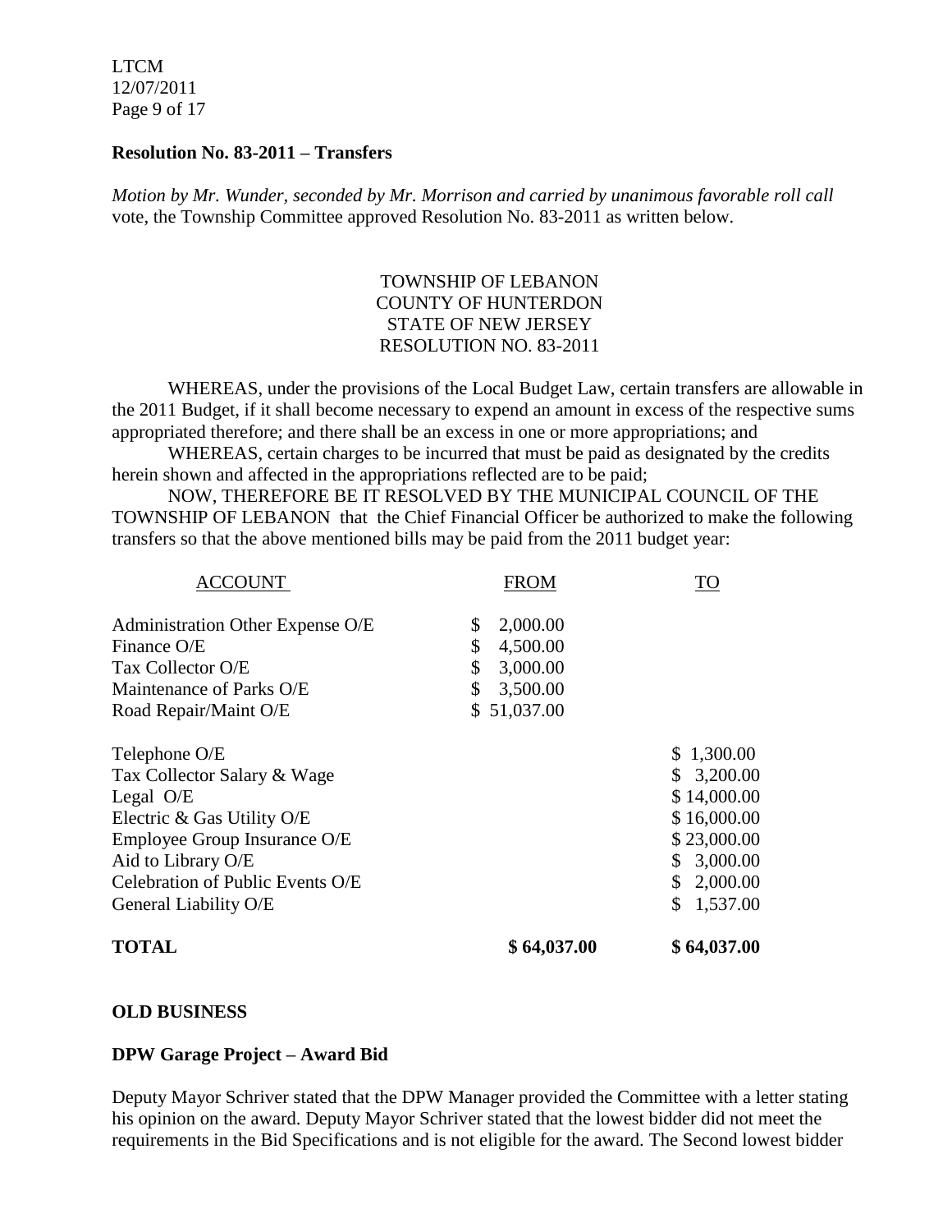### Resolution No. 83-2011 – Transfers

*Motion by Mr. Wunder, seconded by Mr. Morrison and carried by unanimous favorable roll call* vote, the Township Committee approved Resolution No. 83-2011 as written below.

TOWNSHIP OF LEBANON
COUNTY OF HUNTERDON
STATE OF NEW JERSEY
RESOLUTION NO. 83-2011

WHEREAS, under the provisions of the Local Budget Law, certain transfers are allowable in the 2011 Budget, if it shall become necessary to expend an amount in excess of the respective sums appropriated therefore; and there shall be an excess in one or more appropriations; and

WHEREAS, certain charges to be incurred that must be paid as designated by the credits herein shown and affected in the appropriations reflected are to be paid;

NOW, THEREFORE BE IT RESOLVED BY THE MUNICIPAL COUNCIL OF THE TOWNSHIP OF LEBANON that the Chief Financial Officer be authorized to make the following transfers so that the above mentioned bills may be paid from the 2011 budget year:

| ACCOUNT | FROM | TO |
|---|---|---|
| Administration Other Expense O/E | $ 2,000.00 | |
| Finance O/E | $ 4,500.00 | |
| Tax Collector O/E | $ 3,000.00 | |
| Maintenance of Parks O/E | $ 3,500.00 | |
| Road Repair/Maint O/E | $ 51,037.00 | |
| Telephone O/E | | $ 1,300.00 |
| Tax Collector Salary & Wage | | $ 3,200.00 |
| Legal O/E | | $ 14,000.00 |
| Electric & Gas Utility O/E | | $ 16,000.00 |
| Employee Group Insurance O/E | | $ 23,000.00 |
| Aid to Library O/E | | $ 3,000.00 |
| Celebration of Public Events O/E | | $ 2,000.00 |
| General Liability O/E | | $ 1,537.00 |
| **TOTAL** | **$ 64,037.00** | **$ 64,037.00** |

### OLD BUSINESS

### DPW Garage Project – Award Bid

Deputy Mayor Schriver stated that the DPW Manager provided the Committee with a letter stating his opinion on the award. Deputy Mayor Schriver stated that the lowest bidder did not meet the requirements in the Bid Specifications and is not eligible for the award. The Second lowest bidder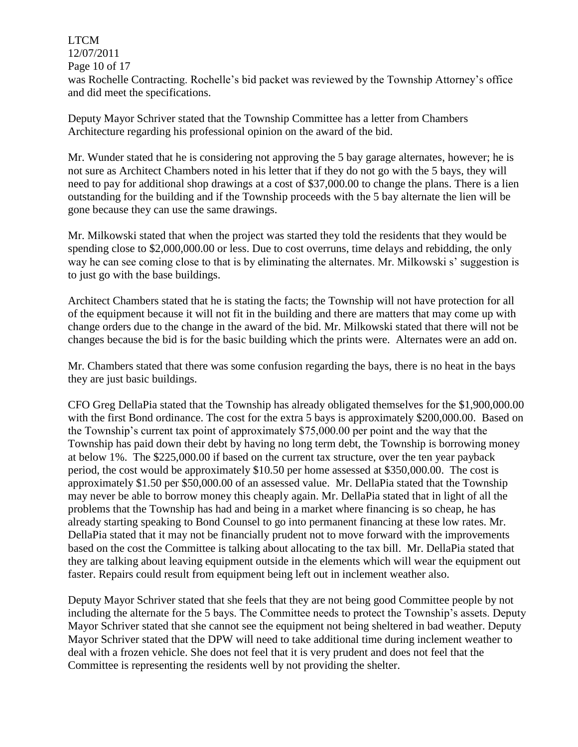was Rochelle Contracting. Rochelle's bid packet was reviewed by the Township Attorney's office and did meet the specifications.

Deputy Mayor Schriver stated that the Township Committee has a letter from Chambers Architecture regarding his professional opinion on the award of the bid.

Mr. Wunder stated that he is considering not approving the 5 bay garage alternates, however; he is not sure as Architect Chambers noted in his letter that if they do not go with the 5 bays, they will need to pay for additional shop drawings at a cost of $37,000.00 to change the plans. There is a lien outstanding for the building and if the Township proceeds with the 5 bay alternate the lien will be gone because they can use the same drawings.

Mr. Milkowski stated that when the project was started they told the residents that they would be spending close to $2,000,000.00 or less. Due to cost overruns, time delays and rebidding, the only way he can see coming close to that is by eliminating the alternates. Mr. Milkowski s' suggestion is to just go with the base buildings.

Architect Chambers stated that he is stating the facts; the Township will not have protection for all of the equipment because it will not fit in the building and there are matters that may come up with change orders due to the change in the award of the bid. Mr. Milkowski stated that there will not be changes because the bid is for the basic building which the prints were. Alternates were an add on.

Mr. Chambers stated that there was some confusion regarding the bays, there is no heat in the bays they are just basic buildings.

CFO Greg DellaPia stated that the Township has already obligated themselves for the $1,900,000.00 with the first Bond ordinance. The cost for the extra 5 bays is approximately $200,000.00. Based on the Township's current tax point of approximately $75,000.00 per point and the way that the Township has paid down their debt by having no long term debt, the Township is borrowing money at below 1%. The $225,000.00 if based on the current tax structure, over the ten year payback period, the cost would be approximately $10.50 per home assessed at $350,000.00. The cost is approximately $1.50 per $50,000.00 of an assessed value. Mr. DellaPia stated that the Township may never be able to borrow money this cheaply again. Mr. DellaPia stated that in light of all the problems that the Township has had and being in a market where financing is so cheap, he has already starting speaking to Bond Counsel to go into permanent financing at these low rates. Mr. DellaPia stated that it may not be financially prudent not to move forward with the improvements based on the cost the Committee is talking about allocating to the tax bill. Mr. DellaPia stated that they are talking about leaving equipment outside in the elements which will wear the equipment out faster. Repairs could result from equipment being left out in inclement weather also.

Deputy Mayor Schriver stated that she feels that they are not being good Committee people by not including the alternate for the 5 bays. The Committee needs to protect the Township's assets. Deputy Mayor Schriver stated that she cannot see the equipment not being sheltered in bad weather. Deputy Mayor Schriver stated that the DPW will need to take additional time during inclement weather to deal with a frozen vehicle. She does not feel that it is very prudent and does not feel that the Committee is representing the residents well by not providing the shelter.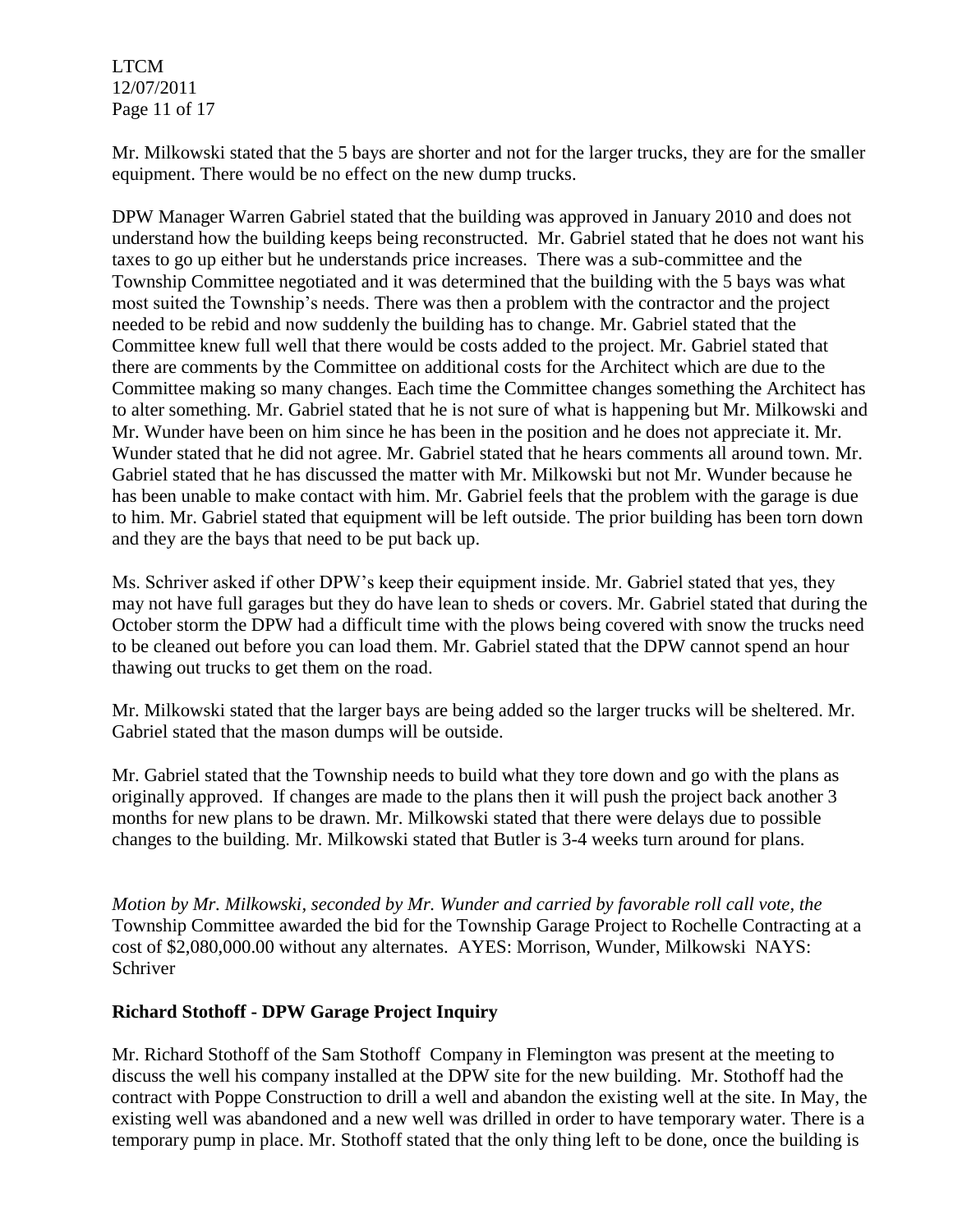Mr. Milkowski stated that the 5 bays are shorter and not for the larger trucks, they are for the smaller equipment. There would be no effect on the new dump trucks.

DPW Manager Warren Gabriel stated that the building was approved in January 2010 and does not understand how the building keeps being reconstructed. Mr. Gabriel stated that he does not want his taxes to go up either but he understands price increases. There was a sub-committee and the Township Committee negotiated and it was determined that the building with the 5 bays was what most suited the Township's needs. There was then a problem with the contractor and the project needed to be rebid and now suddenly the building has to change. Mr. Gabriel stated that the Committee knew full well that there would be costs added to the project. Mr. Gabriel stated that there are comments by the Committee on additional costs for the Architect which are due to the Committee making so many changes. Each time the Committee changes something the Architect has to alter something. Mr. Gabriel stated that he is not sure of what is happening but Mr. Milkowski and Mr. Wunder have been on him since he has been in the position and he does not appreciate it. Mr. Wunder stated that he did not agree. Mr. Gabriel stated that he hears comments all around town. Mr. Gabriel stated that he has discussed the matter with Mr. Milkowski but not Mr. Wunder because he has been unable to make contact with him. Mr. Gabriel feels that the problem with the garage is due to him. Mr. Gabriel stated that equipment will be left outside. The prior building has been torn down and they are the bays that need to be put back up.

Ms. Schriver asked if other DPW's keep their equipment inside. Mr. Gabriel stated that yes, they may not have full garages but they do have lean to sheds or covers. Mr. Gabriel stated that during the October storm the DPW had a difficult time with the plows being covered with snow the trucks need to be cleaned out before you can load them. Mr. Gabriel stated that the DPW cannot spend an hour thawing out trucks to get them on the road.

Mr. Milkowski stated that the larger bays are being added so the larger trucks will be sheltered. Mr. Gabriel stated that the mason dumps will be outside.

Mr. Gabriel stated that the Township needs to build what they tore down and go with the plans as originally approved. If changes are made to the plans then it will push the project back another 3 months for new plans to be drawn. Mr. Milkowski stated that there were delays due to possible changes to the building. Mr. Milkowski stated that Butler is 3-4 weeks turn around for plans.

*Motion by Mr. Milkowski, seconded by Mr. Wunder and carried by favorable roll call vote, the* Township Committee awarded the bid for the Township Garage Project to Rochelle Contracting at a cost of $2,080,000.00 without any alternates. AYES: Morrison, Wunder, Milkowski NAYS: Schriver

**Richard Stothoff - DPW Garage Project Inquiry**

Mr. Richard Stothoff of the Sam Stothoff Company in Flemington was present at the meeting to discuss the well his company installed at the DPW site for the new building. Mr. Stothoff had the contract with Poppe Construction to drill a well and abandon the existing well at the site. In May, the existing well was abandoned and a new well was drilled in order to have temporary water. There is a temporary pump in place. Mr. Stothoff stated that the only thing left to be done, once the building is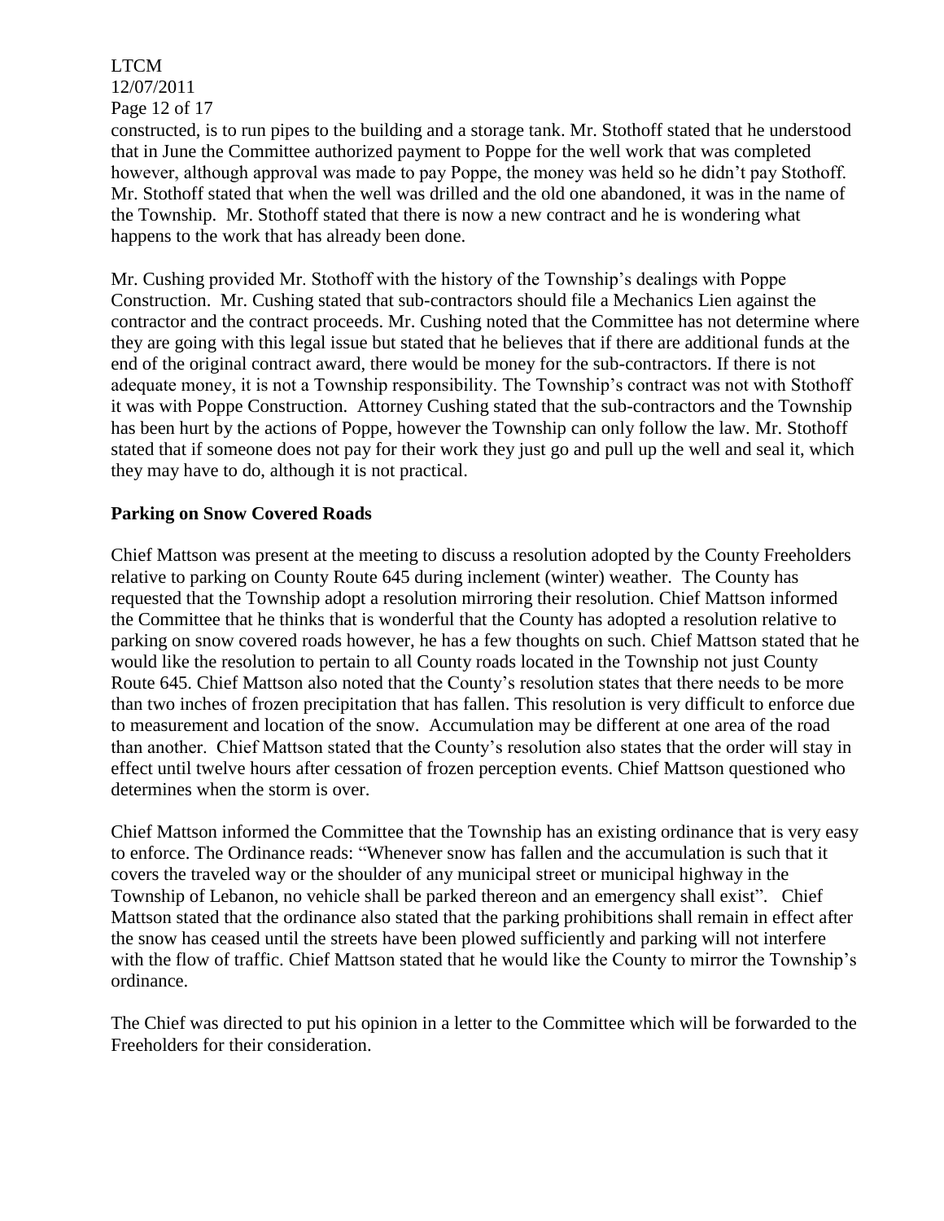constructed, is to run pipes to the building and a storage tank. Mr. Stothoff stated that he understood that in June the Committee authorized payment to Poppe for the well work that was completed however, although approval was made to pay Poppe, the money was held so he didn't pay Stothoff. Mr. Stothoff stated that when the well was drilled and the old one abandoned, it was in the name of the Township. Mr. Stothoff stated that there is now a new contract and he is wondering what happens to the work that has already been done.

Mr. Cushing provided Mr. Stothoff with the history of the Township's dealings with Poppe Construction. Mr. Cushing stated that sub-contractors should file a Mechanics Lien against the contractor and the contract proceeds. Mr. Cushing noted that the Committee has not determine where they are going with this legal issue but stated that he believes that if there are additional funds at the end of the original contract award, there would be money for the sub-contractors. If there is not adequate money, it is not a Township responsibility. The Township's contract was not with Stothoff it was with Poppe Construction. Attorney Cushing stated that the sub-contractors and the Township has been hurt by the actions of Poppe, however the Township can only follow the law. Mr. Stothoff stated that if someone does not pay for their work they just go and pull up the well and seal it, which they may have to do, although it is not practical.

**Parking on Snow Covered Roads**

Chief Mattson was present at the meeting to discuss a resolution adopted by the County Freeholders relative to parking on County Route 645 during inclement (winter) weather. The County has requested that the Township adopt a resolution mirroring their resolution. Chief Mattson informed the Committee that he thinks that is wonderful that the County has adopted a resolution relative to parking on snow covered roads however, he has a few thoughts on such. Chief Mattson stated that he would like the resolution to pertain to all County roads located in the Township not just County Route 645. Chief Mattson also noted that the County's resolution states that there needs to be more than two inches of frozen precipitation that has fallen. This resolution is very difficult to enforce due to measurement and location of the snow. Accumulation may be different at one area of the road than another. Chief Mattson stated that the County's resolution also states that the order will stay in effect until twelve hours after cessation of frozen perception events. Chief Mattson questioned who determines when the storm is over.

Chief Mattson informed the Committee that the Township has an existing ordinance that is very easy to enforce. The Ordinance reads: "Whenever snow has fallen and the accumulation is such that it covers the traveled way or the shoulder of any municipal street or municipal highway in the Township of Lebanon, no vehicle shall be parked thereon and an emergency shall exist". Chief Mattson stated that the ordinance also stated that the parking prohibitions shall remain in effect after the snow has ceased until the streets have been plowed sufficiently and parking will not interfere with the flow of traffic. Chief Mattson stated that he would like the County to mirror the Township's ordinance.

The Chief was directed to put his opinion in a letter to the Committee which will be forwarded to the Freeholders for their consideration.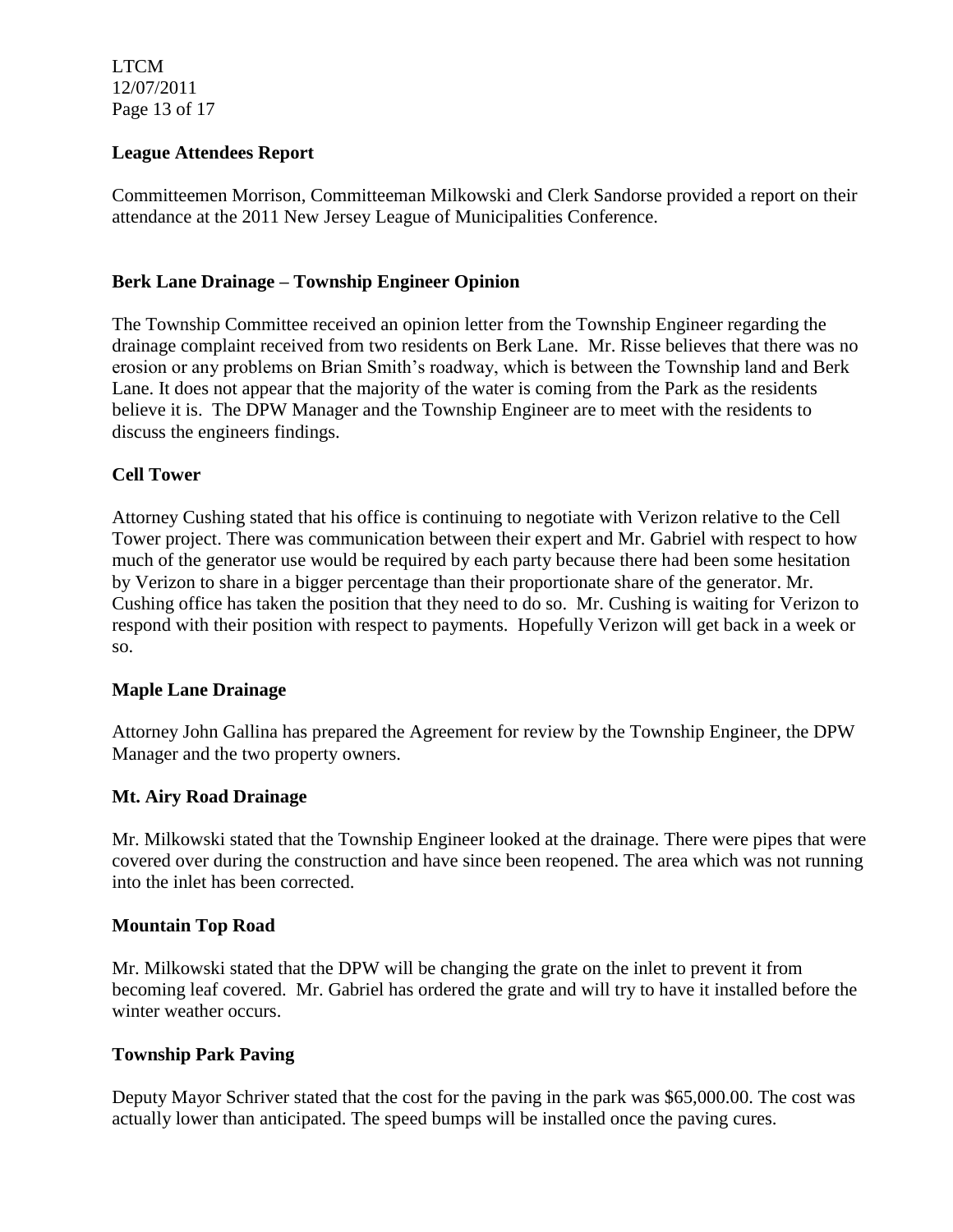### League Attendees Report

Committeemen Morrison, Committeeman Milkowski and Clerk Sandorse provided a report on their attendance at the 2011 New Jersey League of Municipalities Conference.

### Berk Lane Drainage – Township Engineer Opinion

The Township Committee received an opinion letter from the Township Engineer regarding the drainage complaint received from two residents on Berk Lane. Mr. Risse believes that there was no erosion or any problems on Brian Smith's roadway, which is between the Township land and Berk Lane. It does not appear that the majority of the water is coming from the Park as the residents believe it is. The DPW Manager and the Township Engineer are to meet with the residents to discuss the engineers findings.

### Cell Tower

Attorney Cushing stated that his office is continuing to negotiate with Verizon relative to the Cell Tower project. There was communication between their expert and Mr. Gabriel with respect to how much of the generator use would be required by each party because there had been some hesitation by Verizon to share in a bigger percentage than their proportionate share of the generator. Mr. Cushing office has taken the position that they need to do so. Mr. Cushing is waiting for Verizon to respond with their position with respect to payments. Hopefully Verizon will get back in a week or so.

### Maple Lane Drainage

Attorney John Gallina has prepared the Agreement for review by the Township Engineer, the DPW Manager and the two property owners.

### Mt. Airy Road Drainage

Mr. Milkowski stated that the Township Engineer looked at the drainage. There were pipes that were covered over during the construction and have since been reopened. The area which was not running into the inlet has been corrected.

### Mountain Top Road

Mr. Milkowski stated that the DPW will be changing the grate on the inlet to prevent it from becoming leaf covered. Mr. Gabriel has ordered the grate and will try to have it installed before the winter weather occurs.

### Township Park Paving

Deputy Mayor Schriver stated that the cost for the paving in the park was $65,000.00. The cost was actually lower than anticipated. The speed bumps will be installed once the paving cures.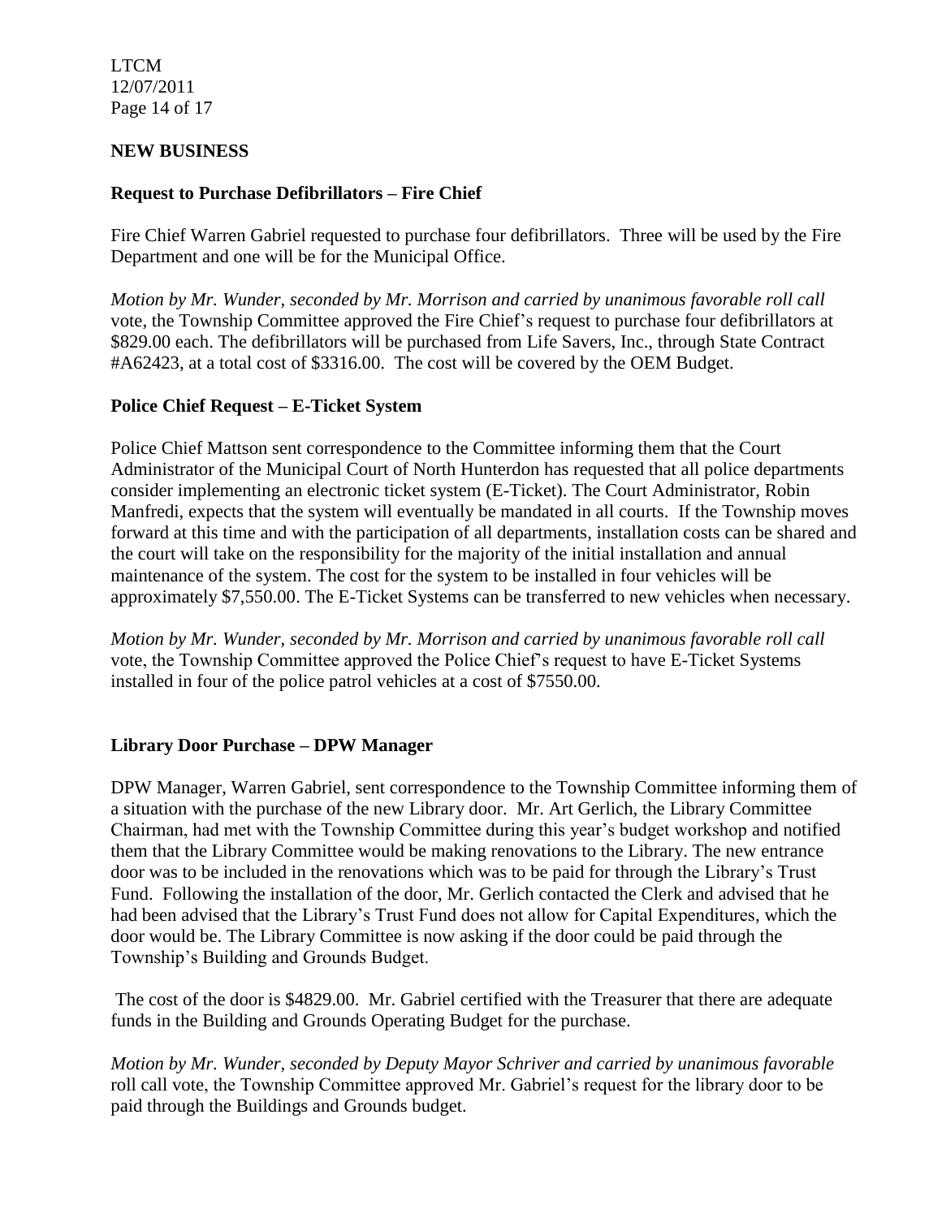## NEW BUSINESS

### Request to Purchase Defibrillators – Fire Chief

Fire Chief Warren Gabriel requested to purchase four defibrillators. Three will be used by the Fire Department and one will be for the Municipal Office.

*Motion by Mr. Wunder, seconded by Mr. Morrison and carried by unanimous favorable roll call* vote, the Township Committee approved the Fire Chief's request to purchase four defibrillators at $829.00 each. The defibrillators will be purchased from Life Savers, Inc., through State Contract #A62423, at a total cost of $3316.00. The cost will be covered by the OEM Budget.

### Police Chief Request – E-Ticket System

Police Chief Mattson sent correspondence to the Committee informing them that the Court Administrator of the Municipal Court of North Hunterdon has requested that all police departments consider implementing an electronic ticket system (E-Ticket). The Court Administrator, Robin Manfredi, expects that the system will eventually be mandated in all courts. If the Township moves forward at this time and with the participation of all departments, installation costs can be shared and the court will take on the responsibility for the majority of the initial installation and annual maintenance of the system. The cost for the system to be installed in four vehicles will be approximately $7,550.00. The E-Ticket Systems can be transferred to new vehicles when necessary.

*Motion by Mr. Wunder, seconded by Mr. Morrison and carried by unanimous favorable roll call* vote, the Township Committee approved the Police Chief's request to have E-Ticket Systems installed in four of the police patrol vehicles at a cost of $7550.00.

### Library Door Purchase – DPW Manager

DPW Manager, Warren Gabriel, sent correspondence to the Township Committee informing them of a situation with the purchase of the new Library door. Mr. Art Gerlich, the Library Committee Chairman, had met with the Township Committee during this year's budget workshop and notified them that the Library Committee would be making renovations to the Library. The new entrance door was to be included in the renovations which was to be paid for through the Library's Trust Fund. Following the installation of the door, Mr. Gerlich contacted the Clerk and advised that he had been advised that the Library's Trust Fund does not allow for Capital Expenditures, which the door would be. The Library Committee is now asking if the door could be paid through the Township's Building and Grounds Budget.

The cost of the door is $4829.00. Mr. Gabriel certified with the Treasurer that there are adequate funds in the Building and Grounds Operating Budget for the purchase.

*Motion by Mr. Wunder, seconded by Deputy Mayor Schriver and carried by unanimous favorable* roll call vote, the Township Committee approved Mr. Gabriel's request for the library door to be paid through the Buildings and Grounds budget.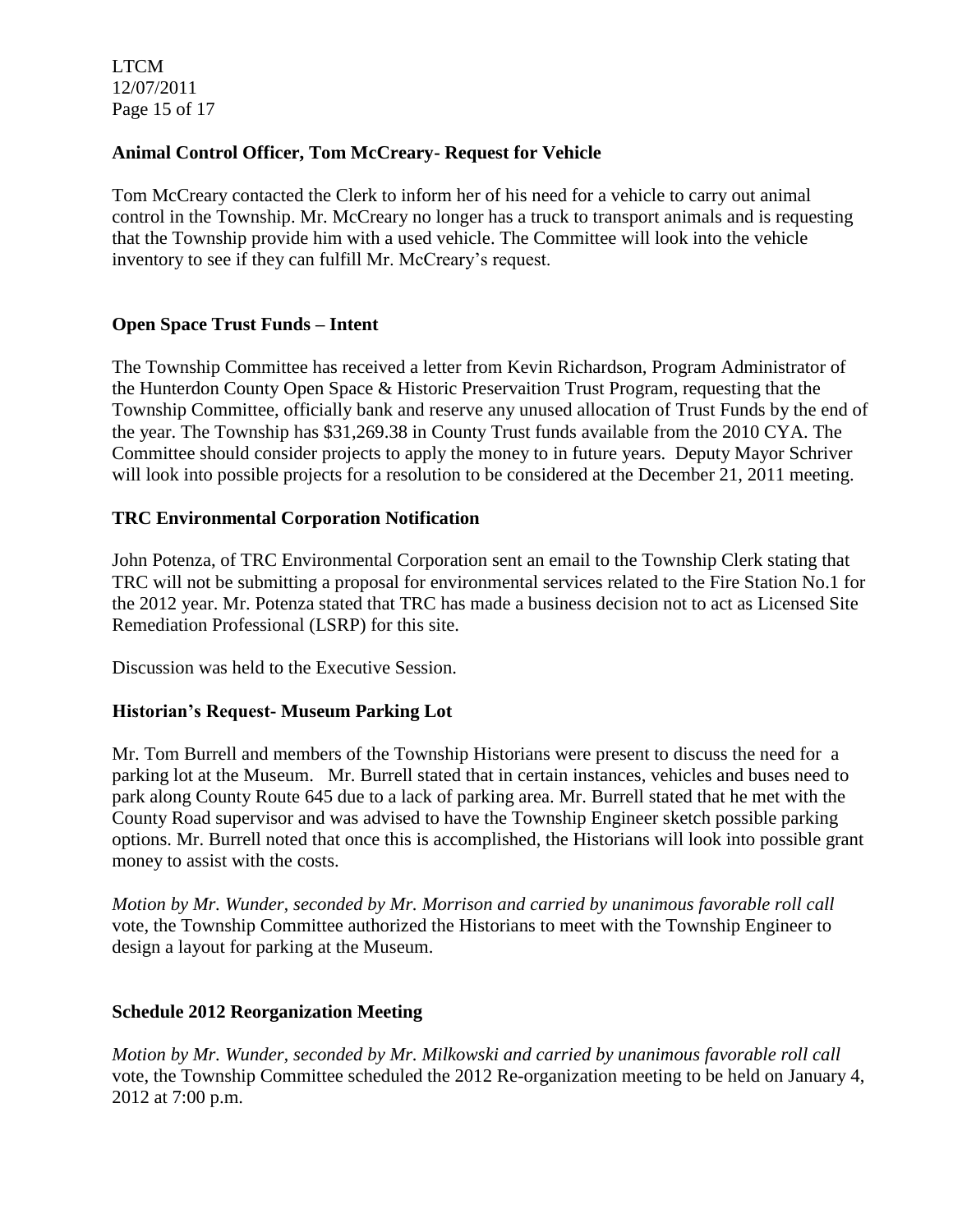### Animal Control Officer, Tom McCreary- Request for Vehicle

Tom McCreary contacted the Clerk to inform her of his need for a vehicle to carry out animal control in the Township. Mr. McCreary no longer has a truck to transport animals and is requesting that the Township provide him with a used vehicle. The Committee will look into the vehicle inventory to see if they can fulfill Mr. McCreary's request.

### Open Space Trust Funds – Intent

The Township Committee has received a letter from Kevin Richardson, Program Administrator of the Hunterdon County Open Space & Historic Preservaition Trust Program, requesting that the Township Committee, officially bank and reserve any unused allocation of Trust Funds by the end of the year. The Township has $31,269.38 in County Trust funds available from the 2010 CYA. The Committee should consider projects to apply the money to in future years. Deputy Mayor Schriver will look into possible projects for a resolution to be considered at the December 21, 2011 meeting.

### TRC Environmental Corporation Notification

John Potenza, of TRC Environmental Corporation sent an email to the Township Clerk stating that TRC will not be submitting a proposal for environmental services related to the Fire Station No.1 for the 2012 year. Mr. Potenza stated that TRC has made a business decision not to act as Licensed Site Remediation Professional (LSRP) for this site.

Discussion was held to the Executive Session.

### Historian's Request- Museum Parking Lot

Mr. Tom Burrell and members of the Township Historians were present to discuss the need for a parking lot at the Museum. Mr. Burrell stated that in certain instances, vehicles and buses need to park along County Route 645 due to a lack of parking area. Mr. Burrell stated that he met with the County Road supervisor and was advised to have the Township Engineer sketch possible parking options. Mr. Burrell noted that once this is accomplished, the Historians will look into possible grant money to assist with the costs.

*Motion by Mr. Wunder, seconded by Mr. Morrison and carried by unanimous favorable roll call* vote, the Township Committee authorized the Historians to meet with the Township Engineer to design a layout for parking at the Museum.

### Schedule 2012 Reorganization Meeting

*Motion by Mr. Wunder, seconded by Mr. Milkowski and carried by unanimous favorable roll call* vote, the Township Committee scheduled the 2012 Re-organization meeting to be held on January 4, 2012 at 7:00 p.m.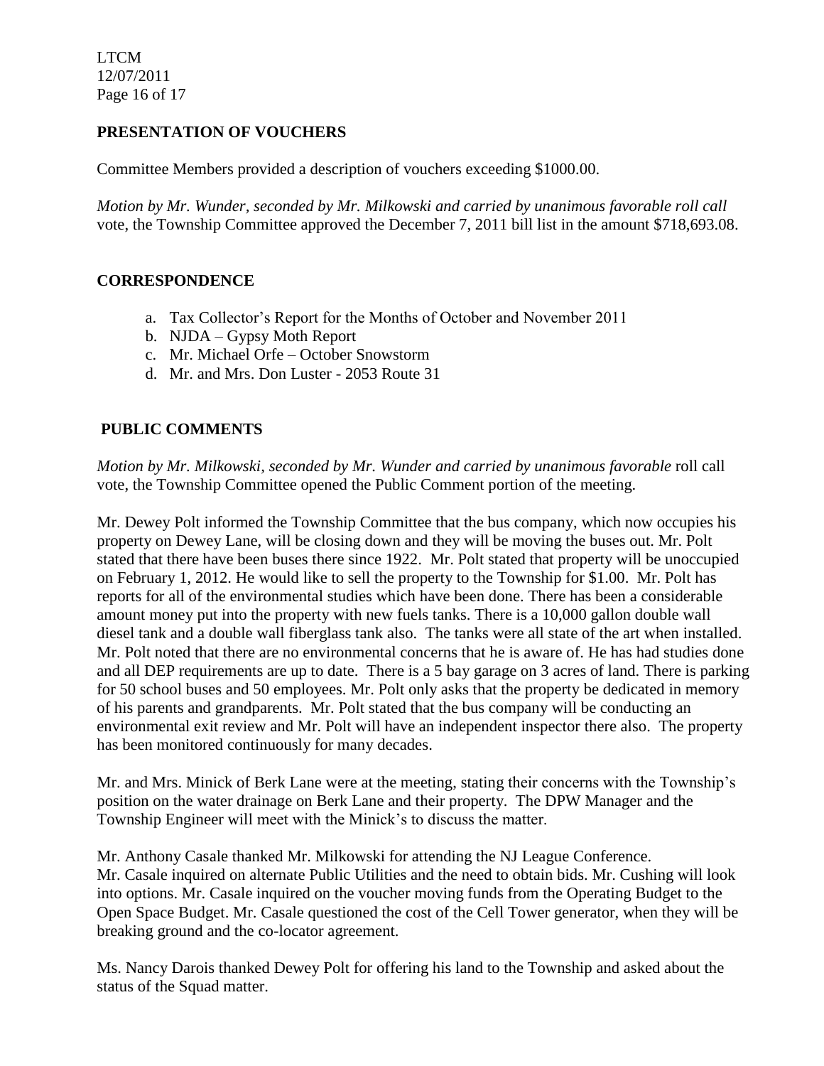## PRESENTATION OF VOUCHERS

Committee Members provided a description of vouchers exceeding $1000.00.

*Motion by Mr. Wunder, seconded by Mr. Milkowski and carried by unanimous favorable roll call* vote, the Township Committee approved the December 7, 2011 bill list in the amount $718,693.08.

## CORRESPONDENCE

a. Tax Collector's Report for the Months of October and November 2011
b. NJDA – Gypsy Moth Report
c. Mr. Michael Orfe – October Snowstorm
d. Mr. and Mrs. Don Luster - 2053 Route 31

## PUBLIC COMMENTS

*Motion by Mr. Milkowski, seconded by Mr. Wunder and carried by unanimous favorable* roll call vote, the Township Committee opened the Public Comment portion of the meeting.

Mr. Dewey Polt informed the Township Committee that the bus company, which now occupies his property on Dewey Lane, will be closing down and they will be moving the buses out. Mr. Polt stated that there have been buses there since 1922. Mr. Polt stated that property will be unoccupied on February 1, 2012. He would like to sell the property to the Township for $1.00. Mr. Polt has reports for all of the environmental studies which have been done. There has been a considerable amount money put into the property with new fuels tanks. There is a 10,000 gallon double wall diesel tank and a double wall fiberglass tank also. The tanks were all state of the art when installed. Mr. Polt noted that there are no environmental concerns that he is aware of. He has had studies done and all DEP requirements are up to date. There is a 5 bay garage on 3 acres of land. There is parking for 50 school buses and 50 employees. Mr. Polt only asks that the property be dedicated in memory of his parents and grandparents. Mr. Polt stated that the bus company will be conducting an environmental exit review and Mr. Polt will have an independent inspector there also. The property has been monitored continuously for many decades.

Mr. and Mrs. Minick of Berk Lane were at the meeting, stating their concerns with the Township's position on the water drainage on Berk Lane and their property. The DPW Manager and the Township Engineer will meet with the Minick's to discuss the matter.

Mr. Anthony Casale thanked Mr. Milkowski for attending the NJ League Conference. Mr. Casale inquired on alternate Public Utilities and the need to obtain bids. Mr. Cushing will look into options. Mr. Casale inquired on the voucher moving funds from the Operating Budget to the Open Space Budget. Mr. Casale questioned the cost of the Cell Tower generator, when they will be breaking ground and the co-locator agreement.

Ms. Nancy Darois thanked Dewey Polt for offering his land to the Township and asked about the status of the Squad matter.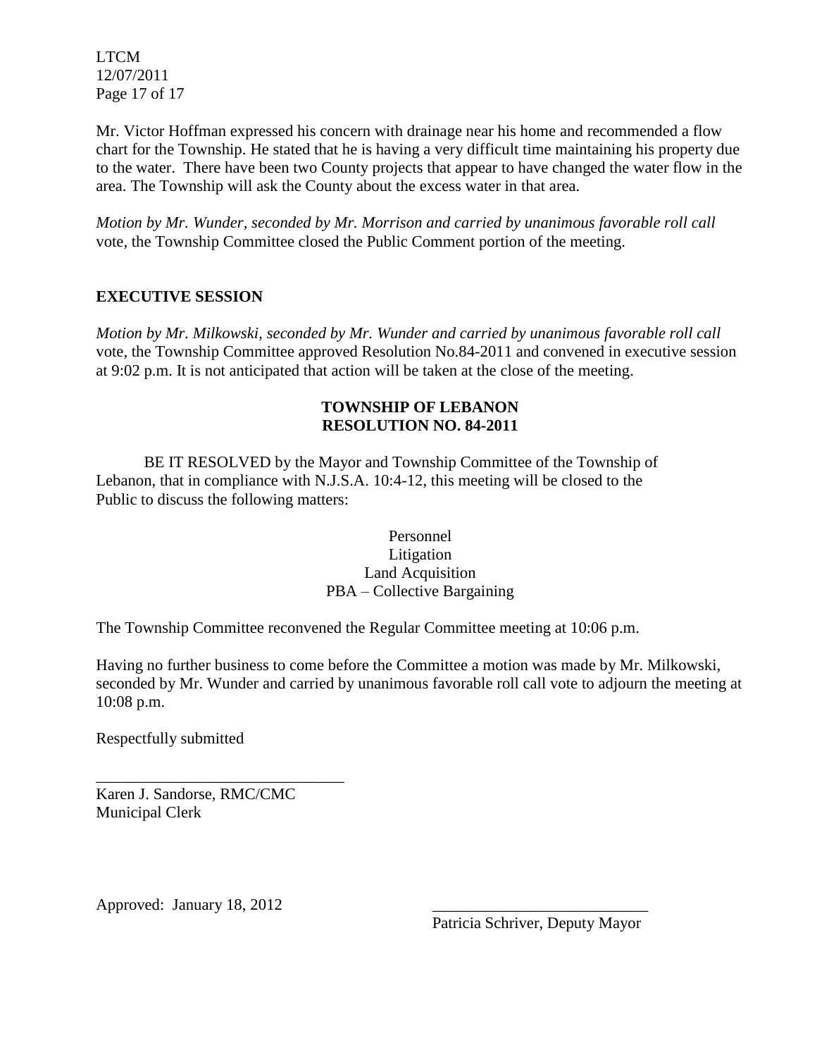Mr. Victor Hoffman expressed his concern with drainage near his home and recommended a flow chart for the Township. He stated that he is having a very difficult time maintaining his property due to the water. There have been two County projects that appear to have changed the water flow in the area. The Township will ask the County about the excess water in that area.

*Motion by Mr. Wunder, seconded by Mr. Morrison and carried by unanimous favorable roll call* vote, the Township Committee closed the Public Comment portion of the meeting.

## EXECUTIVE SESSION

*Motion by Mr. Milkowski, seconded by Mr. Wunder and carried by unanimous favorable roll call* vote, the Township Committee approved Resolution No.84-2011 and convened in executive session at 9:02 p.m. It is not anticipated that action will be taken at the close of the meeting.

**TOWNSHIP OF LEBANON**
**RESOLUTION NO. 84-2011**

BE IT RESOLVED by the Mayor and Township Committee of the Township of Lebanon, that in compliance with N.J.S.A. 10:4-12, this meeting will be closed to the Public to discuss the following matters:

Personnel
Litigation
Land Acquisition
PBA – Collective Bargaining

The Township Committee reconvened the Regular Committee meeting at 10:06 p.m.

Having no further business to come before the Committee a motion was made by Mr. Milkowski, seconded by Mr. Wunder and carried by unanimous favorable roll call vote to adjourn the meeting at 10:08 p.m.

Respectfully submitted

\_\_\_\_\_\_\_\_\_\_\_\_\_\_\_\_\_\_\_\_\_\_\_\_\_\_\_\_\_\_\_\_
Karen J. Sandorse, RMC/CMC
Municipal Clerk

Approved: January 18, 2012

\_\_\_\_\_\_\_\_\_\_\_\_\_\_\_\_\_\_\_\_\_\_\_\_\_\_\_\_
Patricia Schriver, Deputy Mayor